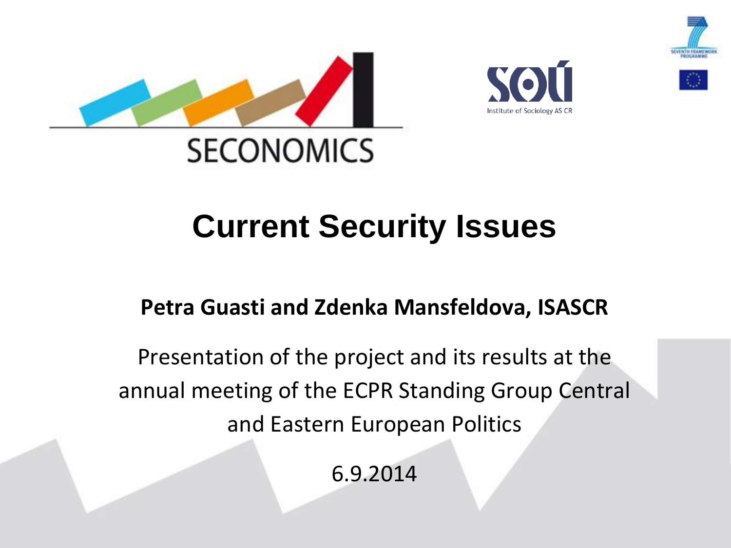SECONOMICS

Institute of Sociology AS CR

# Current Security Issues

**Petra Guasti and Zdenka Mansfeldova, ISASCR**

Presentation of the project and its results at the annual meeting of the ECPR Standing Group Central and Eastern European Politics

6.9.2014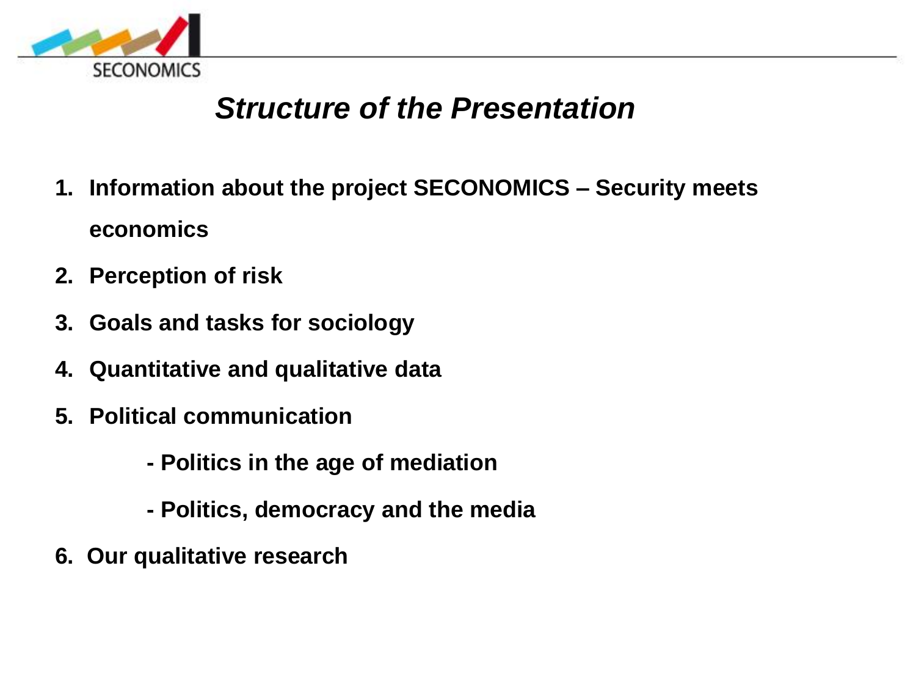# *Structure of the Presentation*

1. **Information about the project SECONOMICS – Security meets economics**
2. **Perception of risk**
3. **Goals and tasks for sociology**
4. **Quantitative and qualitative data**
5. **Political communication**
   - **Politics in the age of mediation**
   - **Politics, democracy and the media**
6. **Our qualitative research**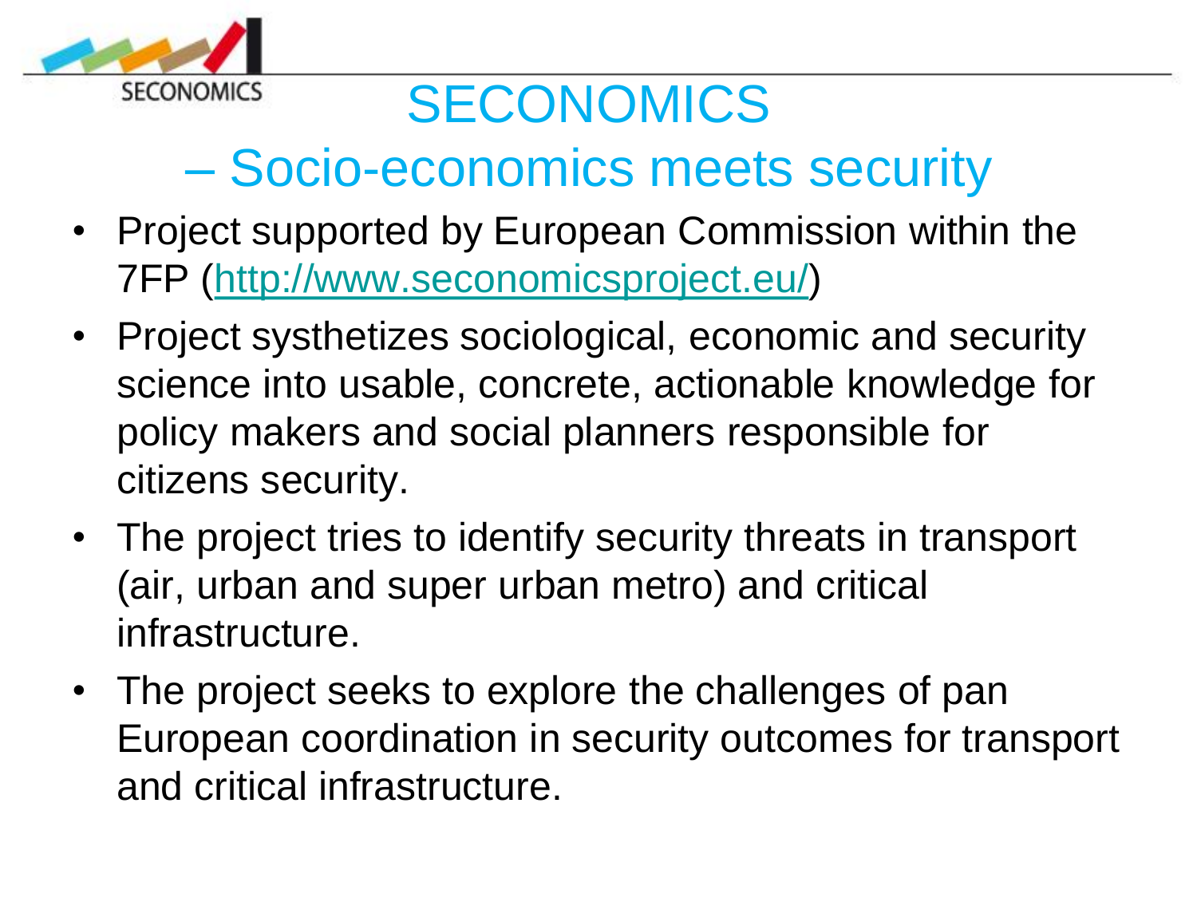# SECONOMICS – Socio-economics meets security

- Project supported by European Commission within the 7FP ([http://www.seconomicsproject.eu/](http://www.seconomicsproject.eu/))
- Project systhetizes sociological, economic and security science into usable, concrete, actionable knowledge for policy makers and social planners responsible for citizens security.
- The project tries to identify security threats in transport (air, urban and super urban metro) and critical infrastructure.
- The project seeks to explore the challenges of pan European coordination in security outcomes for transport and critical infrastructure.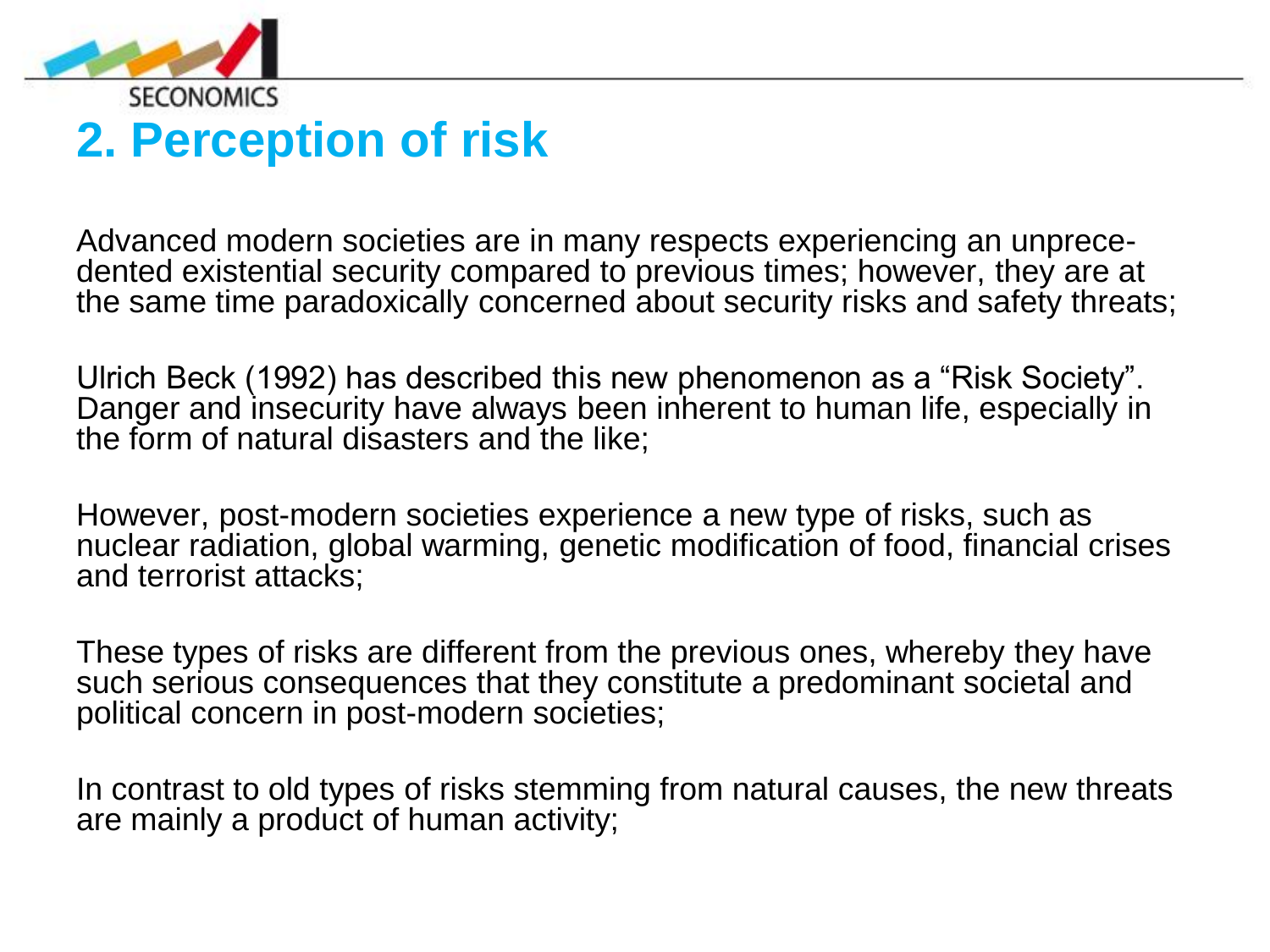## 2. Perception of risk

Advanced modern societies are in many respects experiencing an unprecedented existential security compared to previous times; however, they are at the same time paradoxically concerned about security risks and safety threats;

Ulrich Beck (1992) has described this new phenomenon as a “Risk Society”. Danger and insecurity have always been inherent to human life, especially in the form of natural disasters and the like;

However, post-modern societies experience a new type of risks, such as nuclear radiation, global warming, genetic modification of food, financial crises and terrorist attacks;

These types of risks are different from the previous ones, whereby they have such serious consequences that they constitute a predominant societal and political concern in post-modern societies;

In contrast to old types of risks stemming from natural causes, the new threats are mainly a product of human activity;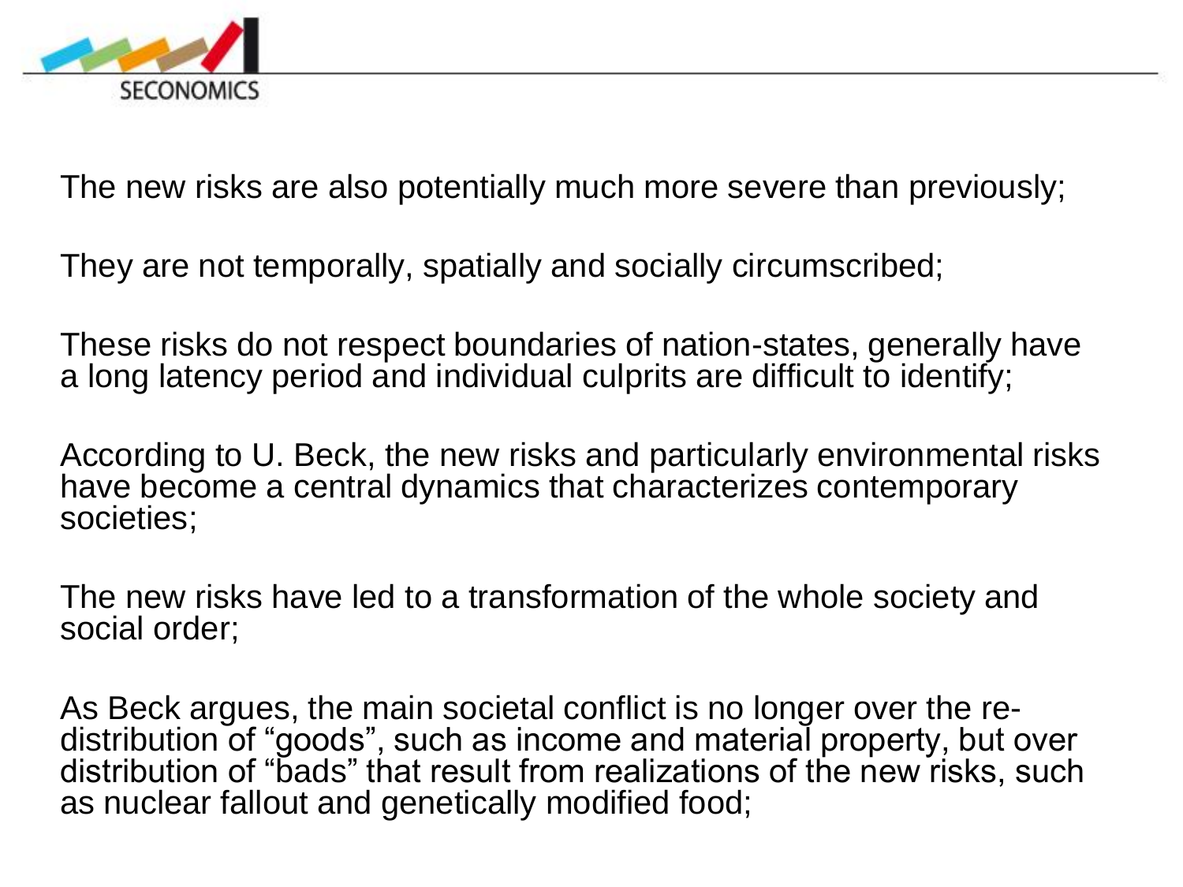The new risks are also potentially much more severe than previously;

They are not temporally, spatially and socially circumscribed;

These risks do not respect boundaries of nation-states, generally have a long latency period and individual culprits are difficult to identify;

According to U. Beck, the new risks and particularly environmental risks have become a central dynamics that characterizes contemporary societies;

The new risks have led to a transformation of the whole society and social order;

As Beck argues, the main societal conflict is no longer over the re-distribution of “goods”, such as income and material property, but over distribution of “bads” that result from realizations of the new risks, such as nuclear fallout and genetically modified food;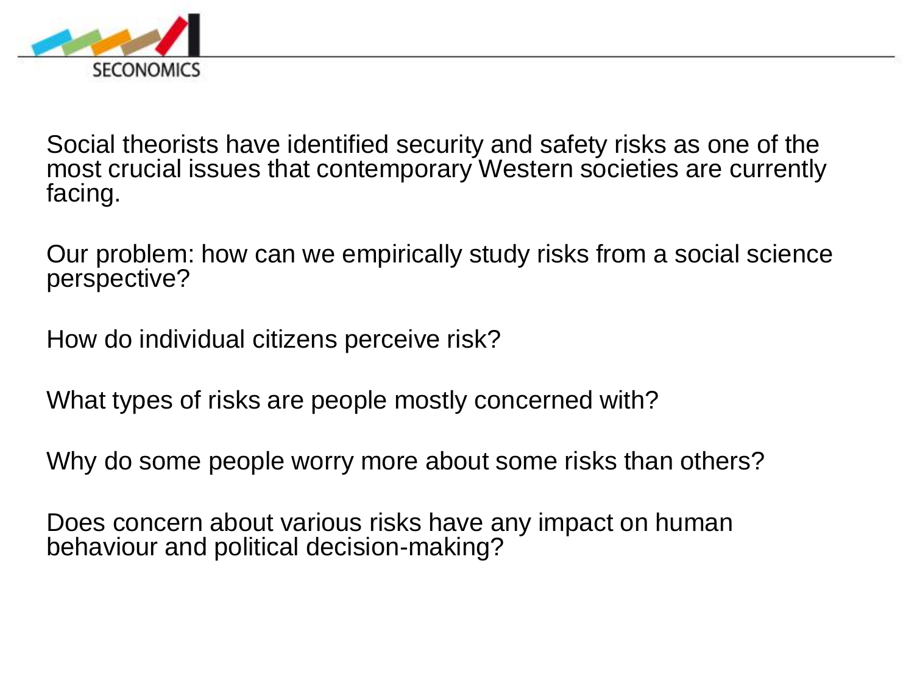Social theorists have identified security and safety risks as one of the most crucial issues that contemporary Western societies are currently facing.

Our problem: how can we empirically study risks from a social science perspective?

How do individual citizens perceive risk?

What types of risks are people mostly concerned with?

Why do some people worry more about some risks than others?

Does concern about various risks have any impact on human behaviour and political decision-making?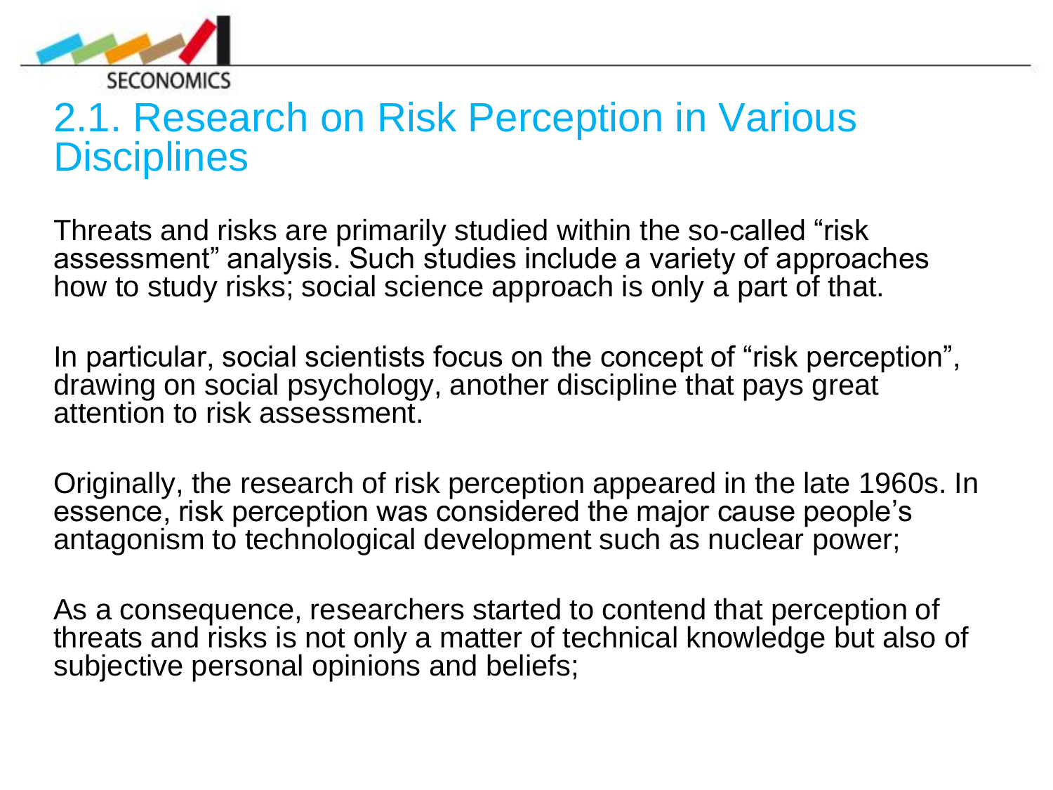## 2.1. Research on Risk Perception in Various Disciplines

Threats and risks are primarily studied within the so-called "risk assessment" analysis. Such studies include a variety of approaches how to study risks; social science approach is only a part of that.

In particular, social scientists focus on the concept of "risk perception", drawing on social psychology, another discipline that pays great attention to risk assessment.

Originally, the research of risk perception appeared in the late 1960s. In essence, risk perception was considered the major cause people's antagonism to technological development such as nuclear power;

As a consequence, researchers started to contend that perception of threats and risks is not only a matter of technical knowledge but also of subjective personal opinions and beliefs;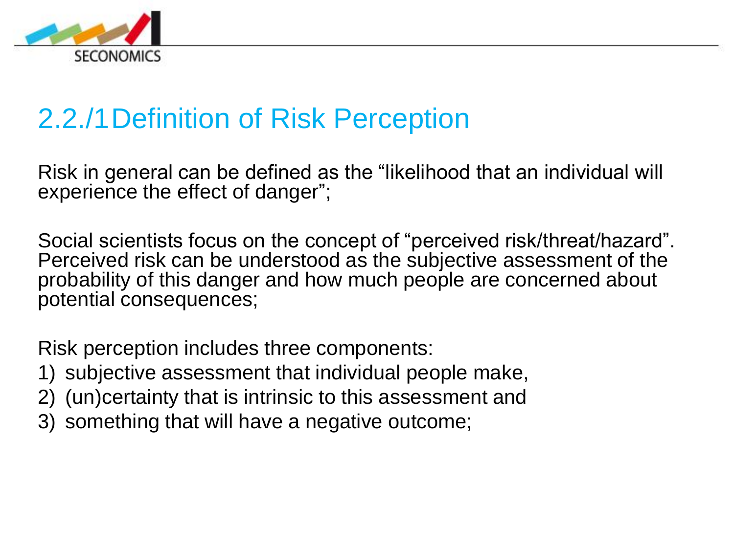## 2.2./1 Definition of Risk Perception

Risk in general can be defined as the “likelihood that an individual will experience the effect of danger”;

Social scientists focus on the concept of “perceived risk/threat/hazard”. Perceived risk can be understood as the subjective assessment of the probability of this danger and how much people are concerned about potential consequences;

Risk perception includes three components:

1) subjective assessment that individual people make,
2) (un)certainty that is intrinsic to this assessment and
3) something that will have a negative outcome;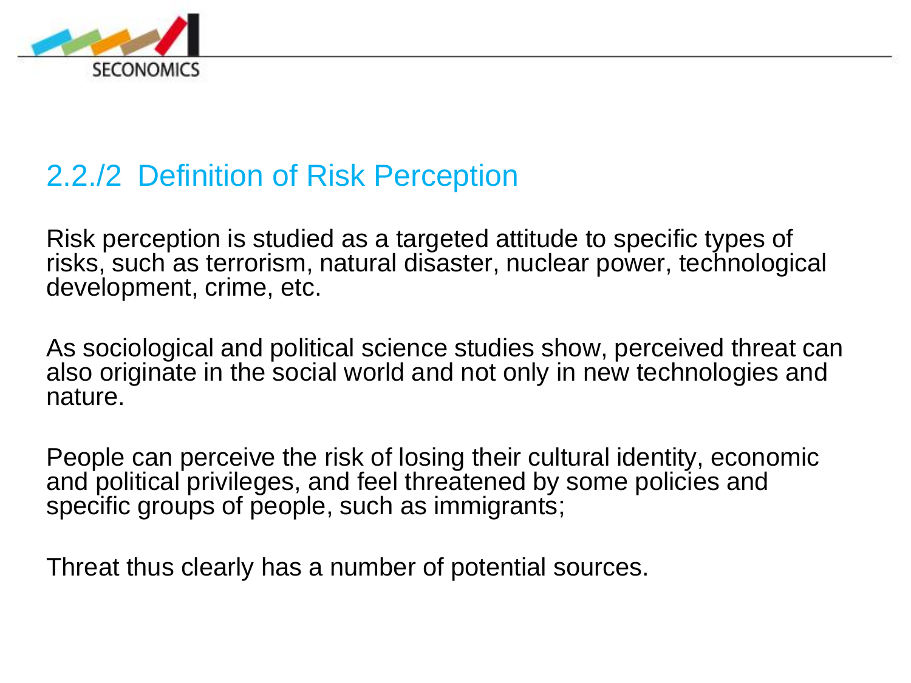## 2.2./2 Definition of Risk Perception

Risk perception is studied as a targeted attitude to specific types of risks, such as terrorism, natural disaster, nuclear power, technological development, crime, etc.

As sociological and political science studies show, perceived threat can also originate in the social world and not only in new technologies and nature.

People can perceive the risk of losing their cultural identity, economic and political privileges, and feel threatened by some policies and specific groups of people, such as immigrants;

Threat thus clearly has a number of potential sources.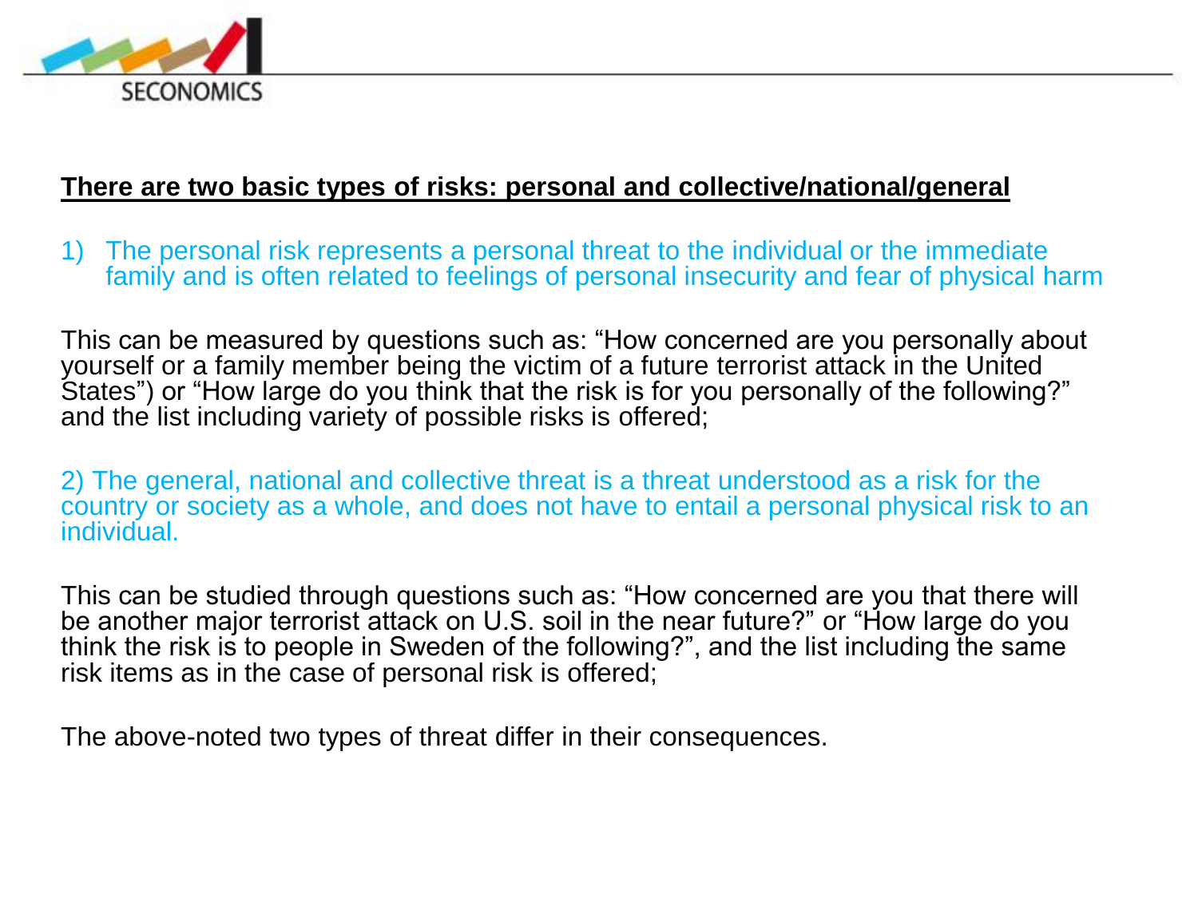**There are two basic types of risks: personal and collective/national/general**

1) The personal risk represents a personal threat to the individual or the immediate family and is often related to feelings of personal insecurity and fear of physical harm

This can be measured by questions such as: “How concerned are you personally about yourself or a family member being the victim of a future terrorist attack in the United States”) or “How large do you think that the risk is for you personally of the following?” and the list including variety of possible risks is offered;

2) The general, national and collective threat is a threat understood as a risk for the country or society as a whole, and does not have to entail a personal physical risk to an individual.

This can be studied through questions such as: “How concerned are you that there will be another major terrorist attack on U.S. soil in the near future?” or “How large do you think the risk is to people in Sweden of the following?”, and the list including the same risk items as in the case of personal risk is offered;

The above-noted two types of threat differ in their consequences.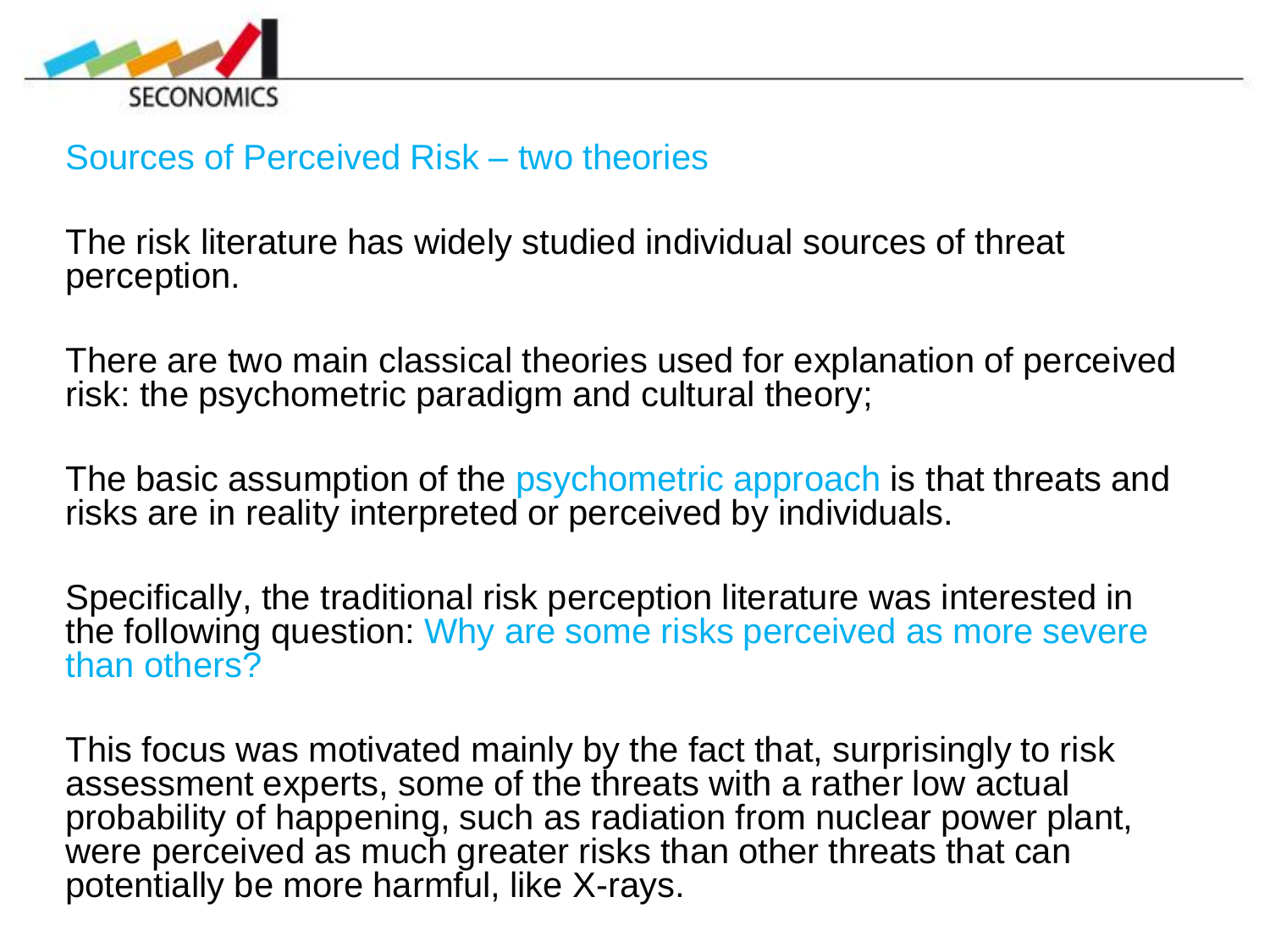## Sources of Perceived Risk – two theories

The risk literature has widely studied individual sources of threat perception.

There are two main classical theories used for explanation of perceived risk: the psychometric paradigm and cultural theory;

The basic assumption of the psychometric approach is that threats and risks are in reality interpreted or perceived by individuals.

Specifically, the traditional risk perception literature was interested in the following question: Why are some risks perceived as more severe than others?

This focus was motivated mainly by the fact that, surprisingly to risk assessment experts, some of the threats with a rather low actual probability of happening, such as radiation from nuclear power plant, were perceived as much greater risks than other threats that can potentially be more harmful, like X-rays.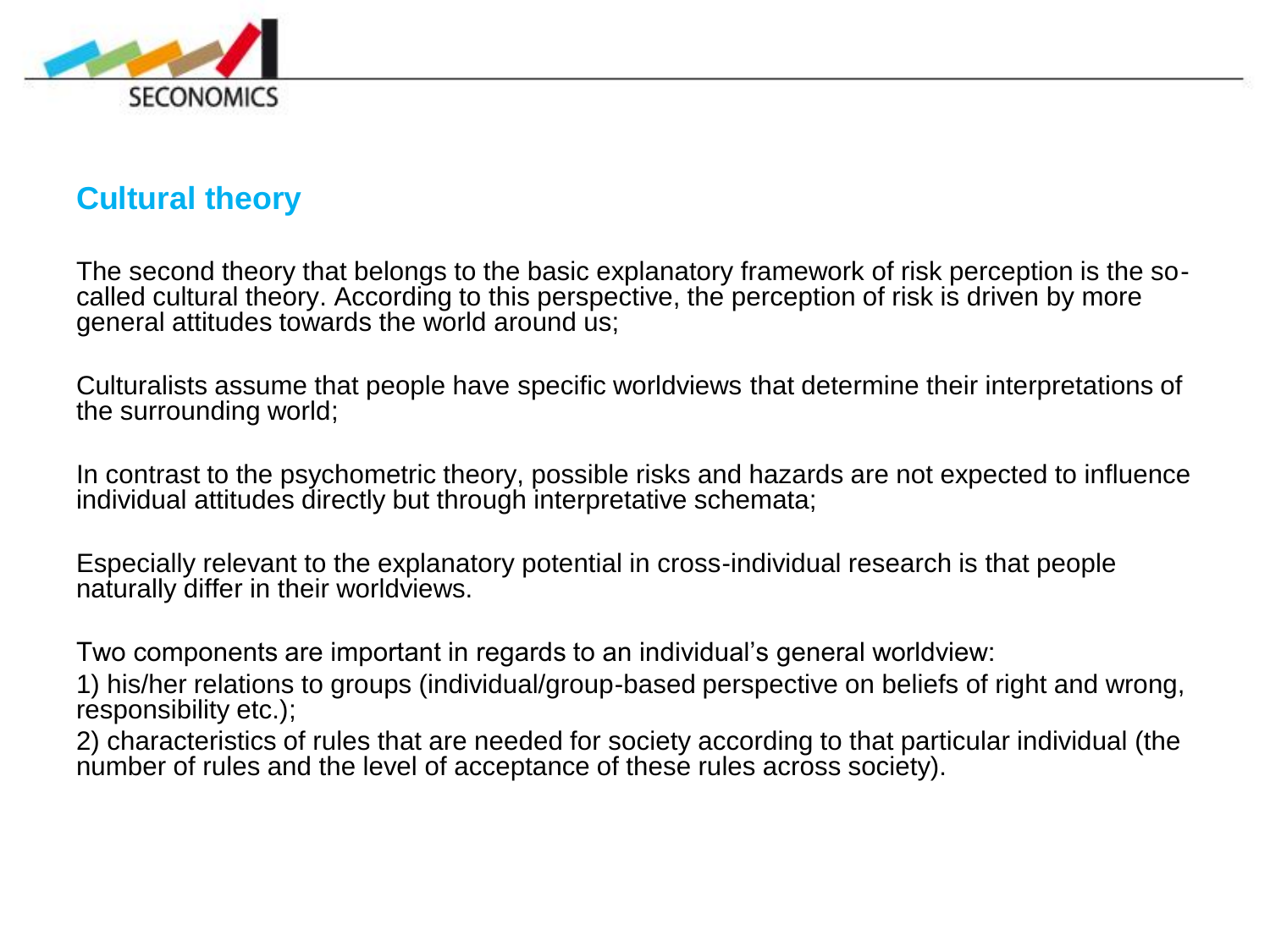## Cultural theory

The second theory that belongs to the basic explanatory framework of risk perception is the so-called cultural theory. According to this perspective, the perception of risk is driven by more general attitudes towards the world around us;

Culturalists assume that people have specific worldviews that determine their interpretations of the surrounding world;

In contrast to the psychometric theory, possible risks and hazards are not expected to influence individual attitudes directly but through interpretative schemata;

Especially relevant to the explanatory potential in cross-individual research is that people naturally differ in their worldviews.

Two components are important in regards to an individual's general worldview:

1) his/her relations to groups (individual/group-based perspective on beliefs of right and wrong, responsibility etc.);

2) characteristics of rules that are needed for society according to that particular individual (the number of rules and the level of acceptance of these rules across society).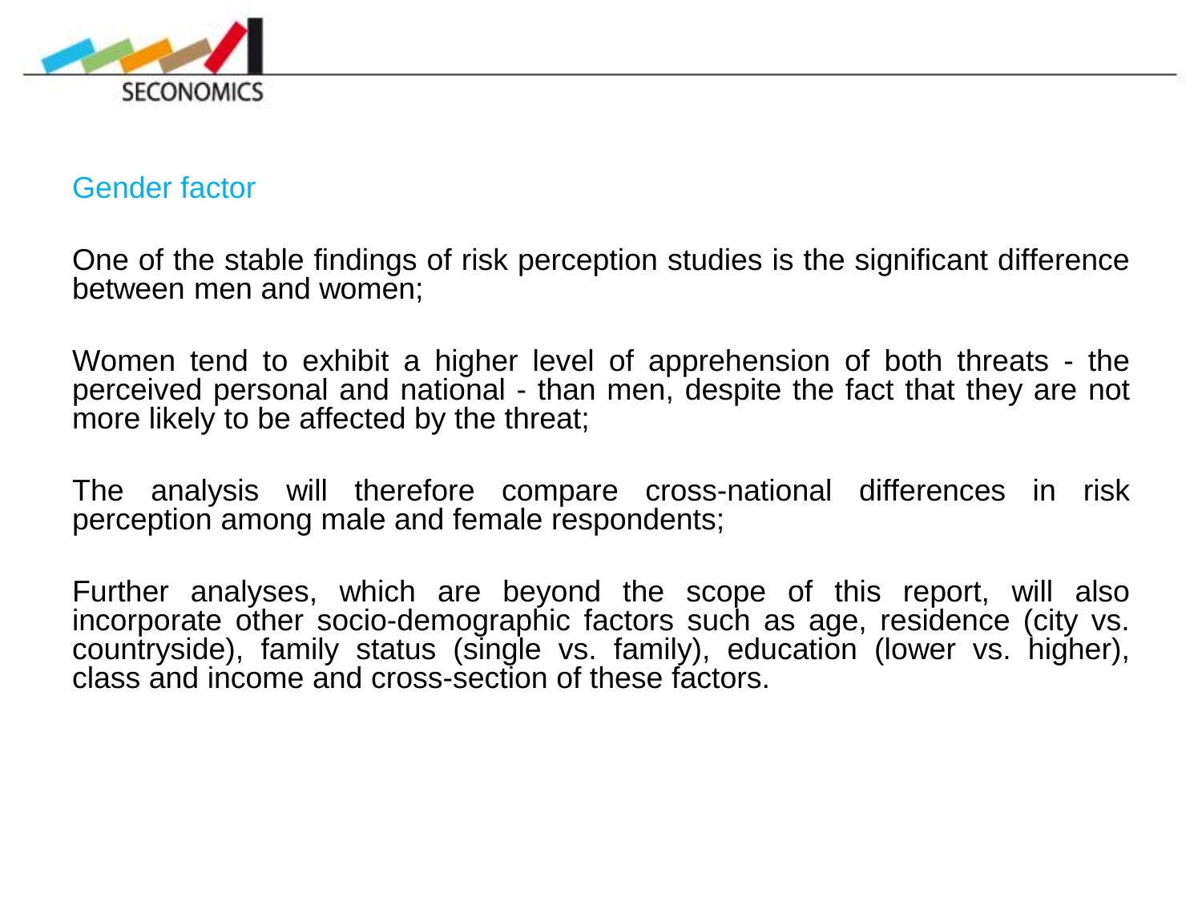## Gender factor

One of the stable findings of risk perception studies is the significant difference between men and women;

Women tend to exhibit a higher level of apprehension of both threats - the perceived personal and national - than men, despite the fact that they are not more likely to be affected by the threat;

The analysis will therefore compare cross-national differences in risk perception among male and female respondents;

Further analyses, which are beyond the scope of this report, will also incorporate other socio-demographic factors such as age, residence (city vs. countryside), family status (single vs. family), education (lower vs. higher), class and income and cross-section of these factors.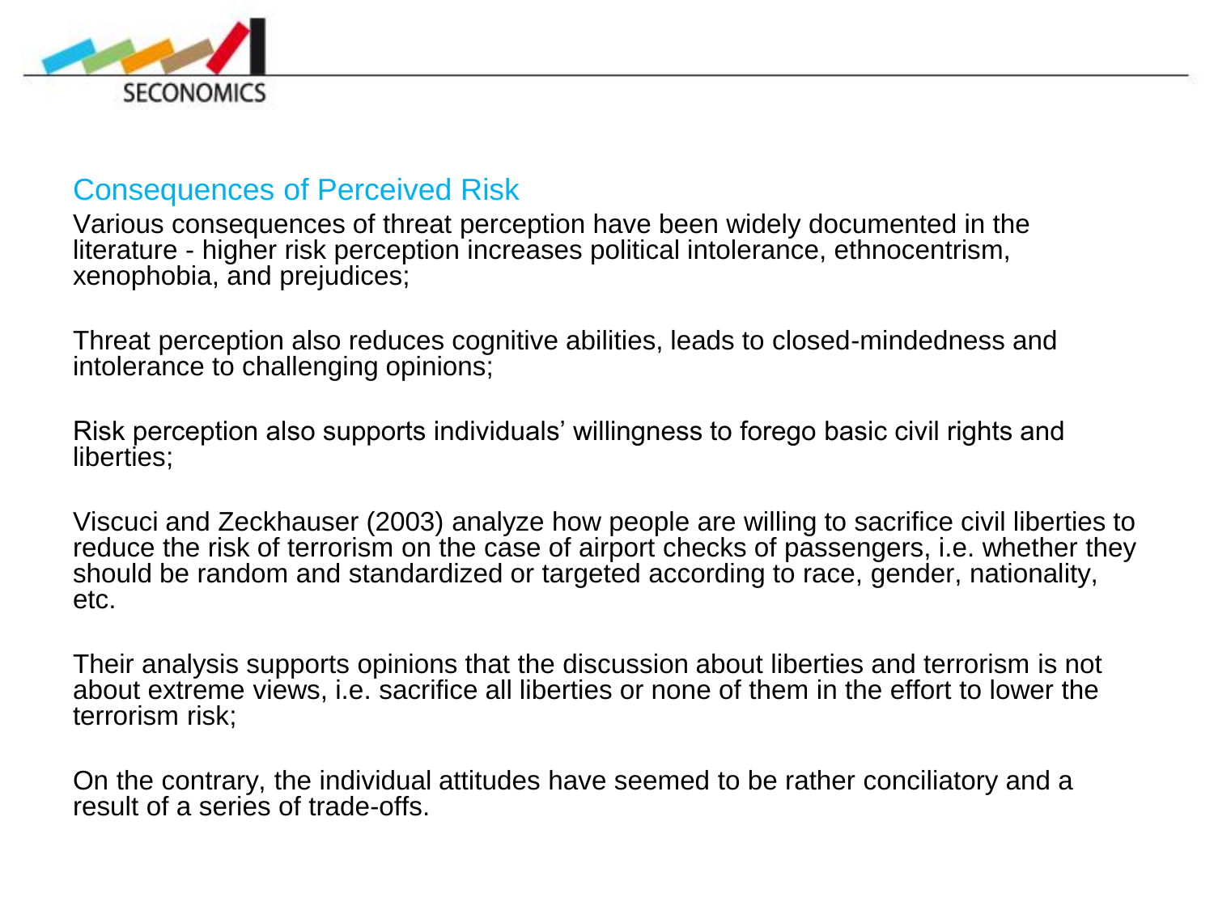## Consequences of Perceived Risk

Various consequences of threat perception have been widely documented in the literature - higher risk perception increases political intolerance, ethnocentrism, xenophobia, and prejudices;

Threat perception also reduces cognitive abilities, leads to closed-mindedness and intolerance to challenging opinions;

Risk perception also supports individuals' willingness to forego basic civil rights and liberties;

Viscuci and Zeckhauser (2003) analyze how people are willing to sacrifice civil liberties to reduce the risk of terrorism on the case of airport checks of passengers, i.e. whether they should be random and standardized or targeted according to race, gender, nationality, etc.

Their analysis supports opinions that the discussion about liberties and terrorism is not about extreme views, i.e. sacrifice all liberties or none of them in the effort to lower the terrorism risk;

On the contrary, the individual attitudes have seemed to be rather conciliatory and a result of a series of trade-offs.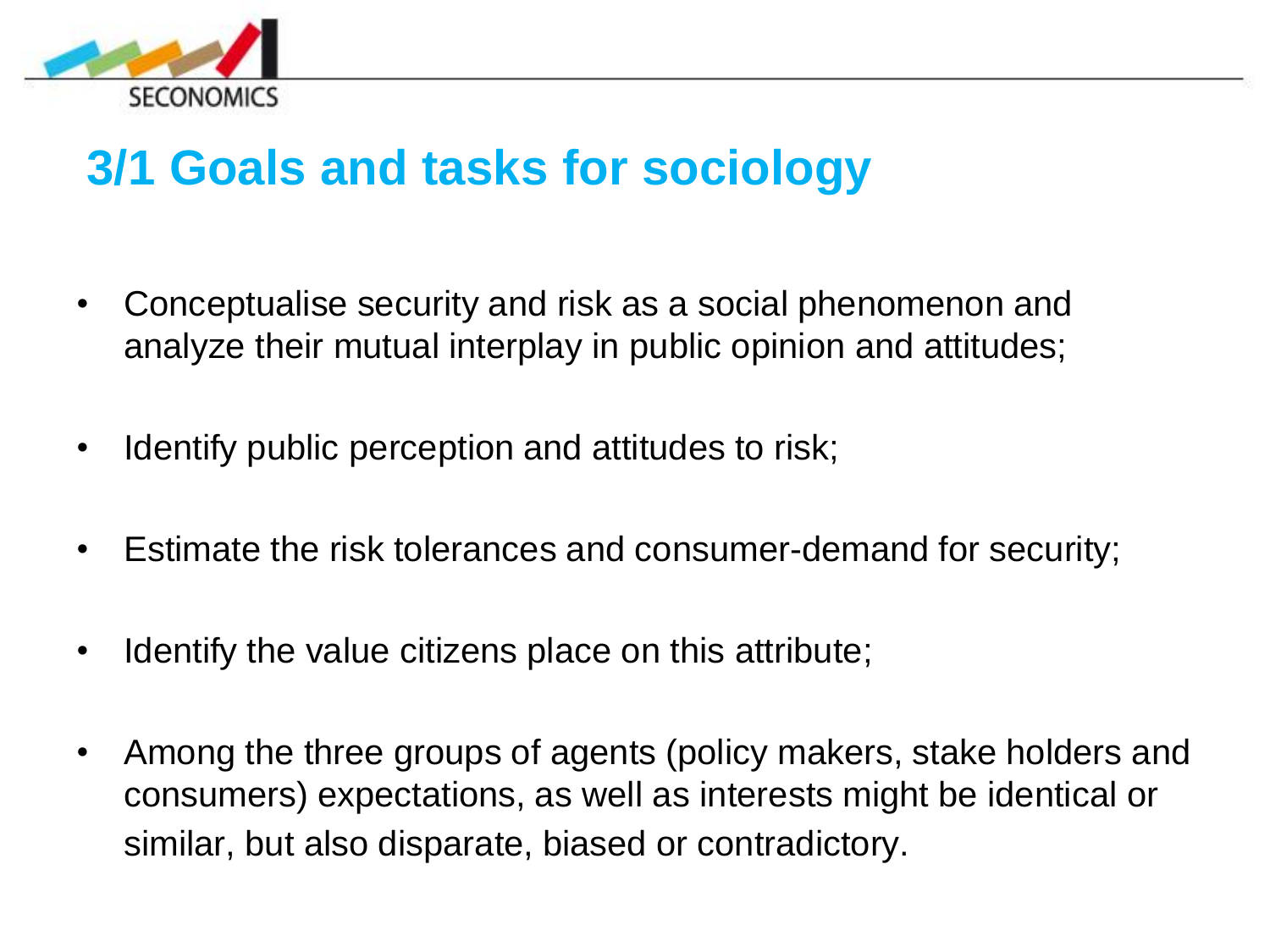# 3/1 Goals and tasks for sociology

- Conceptualise security and risk as a social phenomenon and analyze their mutual interplay in public opinion and attitudes;
- Identify public perception and attitudes to risk;
- Estimate the risk tolerances and consumer-demand for security;
- Identify the value citizens place on this attribute;
- Among the three groups of agents (policy makers, stake holders and consumers) expectations, as well as interests might be identical or similar, but also disparate, biased or contradictory.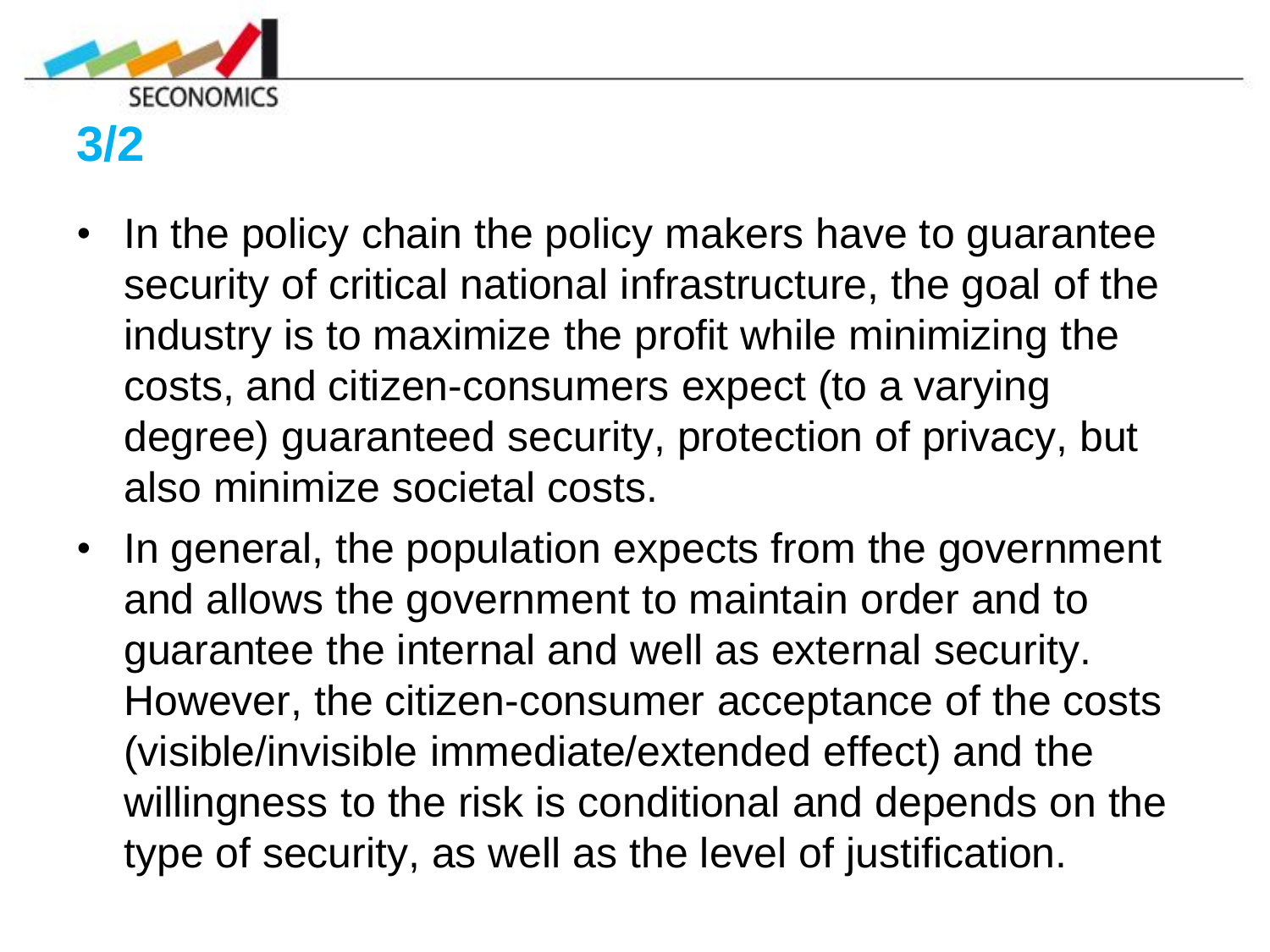# 3/2

- In the policy chain the policy makers have to guarantee security of critical national infrastructure, the goal of the industry is to maximize the profit while minimizing the costs, and citizen-consumers expect (to a varying degree) guaranteed security, protection of privacy, but also minimize societal costs.
- In general, the population expects from the government and allows the government to maintain order and to guarantee the internal and well as external security. However, the citizen-consumer acceptance of the costs (visible/invisible immediate/extended effect) and the willingness to the risk is conditional and depends on the type of security, as well as the level of justification.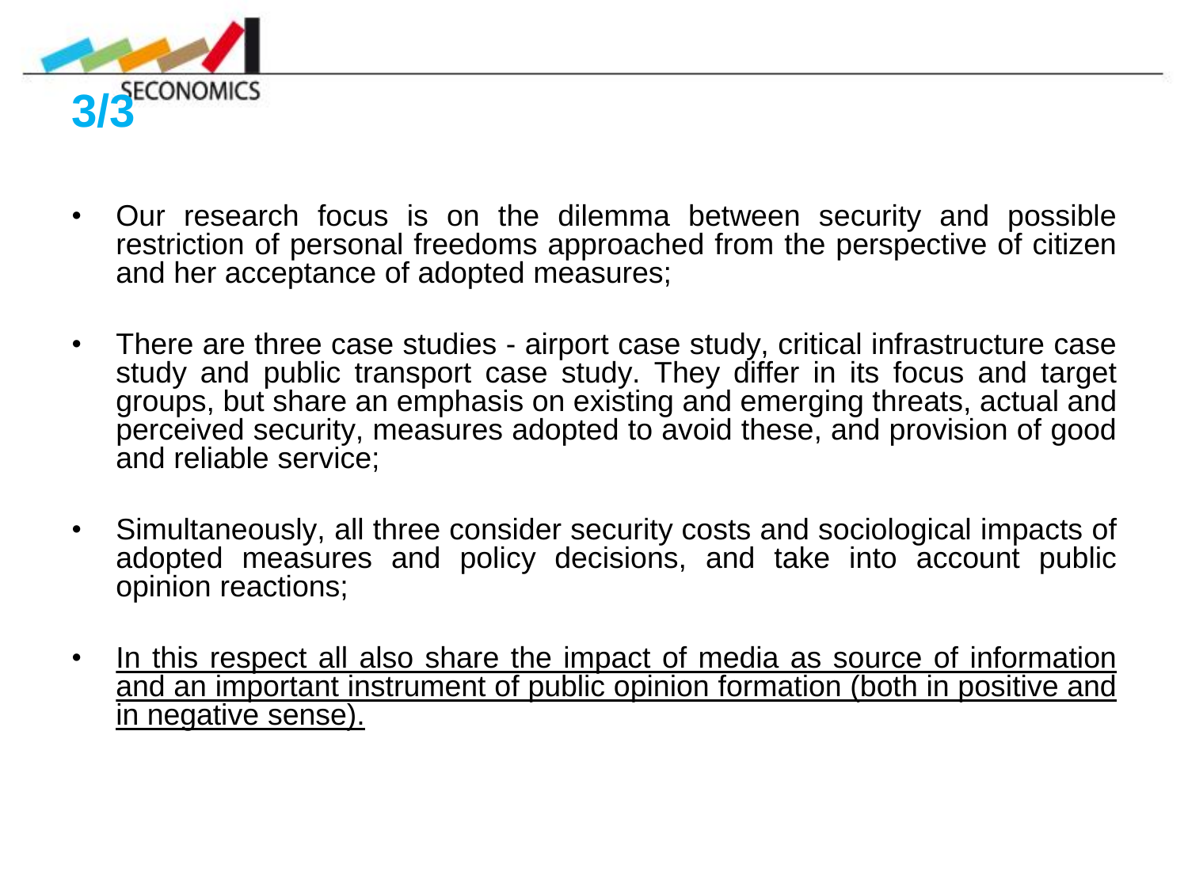## 3/3

- Our research focus is on the dilemma between security and possible restriction of personal freedoms approached from the perspective of citizen and her acceptance of adopted measures;

- There are three case studies - airport case study, critical infrastructure case study and public transport case study. They differ in its focus and target groups, but share an emphasis on existing and emerging threats, actual and perceived security, measures adopted to avoid these, and provision of good and reliable service;

- Simultaneously, all three consider security costs and sociological impacts of adopted measures and policy decisions, and take into account public opinion reactions;

- <u>In this respect all also share the impact of media as source of information and an important instrument of public opinion formation (both in positive and in negative sense).</u>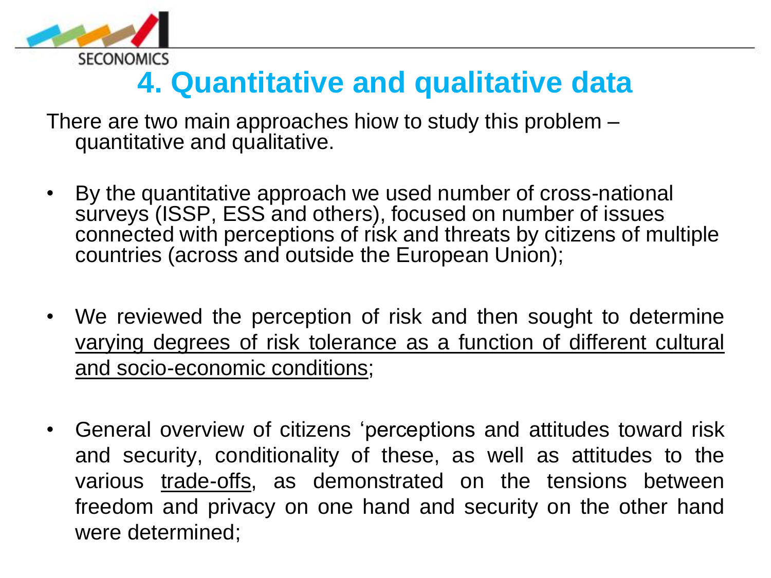# 4. Quantitative and qualitative data

There are two main approaches hiow to study this problem – quantitative and qualitative.

- By the quantitative approach we used number of cross-national surveys (ISSP, ESS and others), focused on number of issues connected with perceptions of risk and threats by citizens of multiple countries (across and outside the European Union);
- We reviewed the perception of risk and then sought to determine <u>varying degrees of risk tolerance as a function of different cultural and socio-economic conditions</u>;
- General overview of citizens ‘perceptions and attitudes toward risk and security, conditionality of these, as well as attitudes to the various <u>trade-offs</u>, as demonstrated on the tensions between freedom and privacy on one hand and security on the other hand were determined;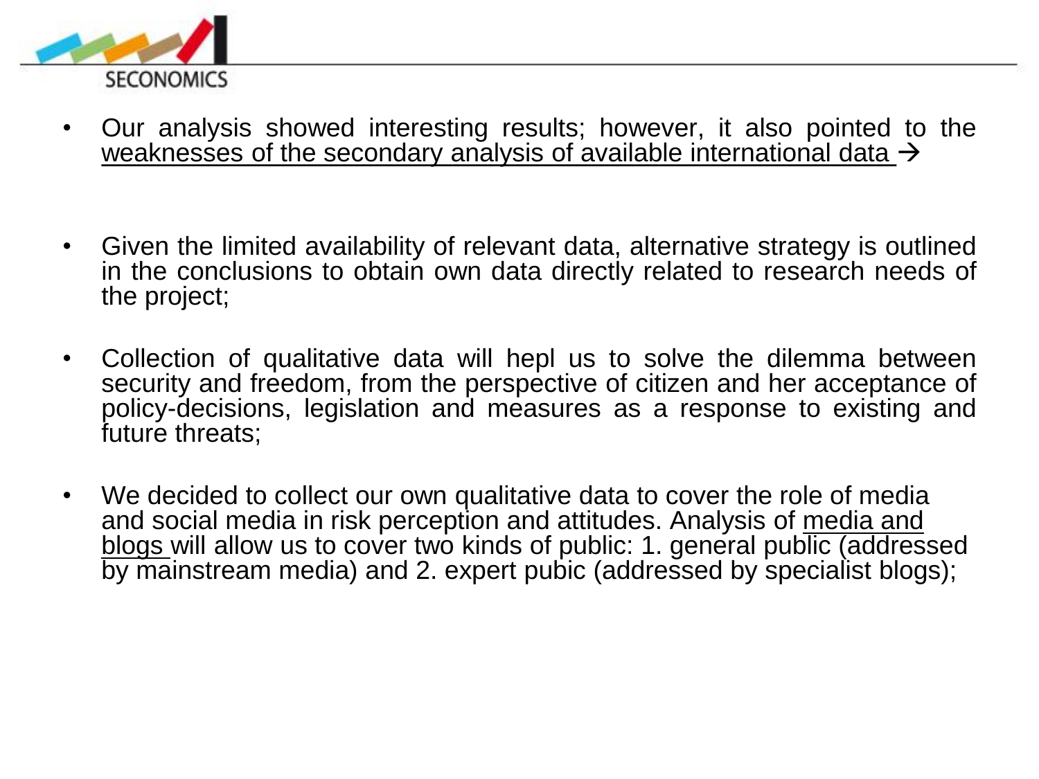- Our analysis showed interesting results; however, it also pointed to the weaknesses of the secondary analysis of available international data →

- Given the limited availability of relevant data, alternative strategy is outlined in the conclusions to obtain own data directly related to research needs of the project;

- Collection of qualitative data will hepl us to solve the dilemma between security and freedom, from the perspective of citizen and her acceptance of policy-decisions, legislation and measures as a response to existing and future threats;

- We decided to collect our own qualitative data to cover the role of media and social media in risk perception and attitudes. Analysis of media and blogs will allow us to cover two kinds of public: 1. general public (addressed by mainstream media) and 2. expert pubic (addressed by specialist blogs);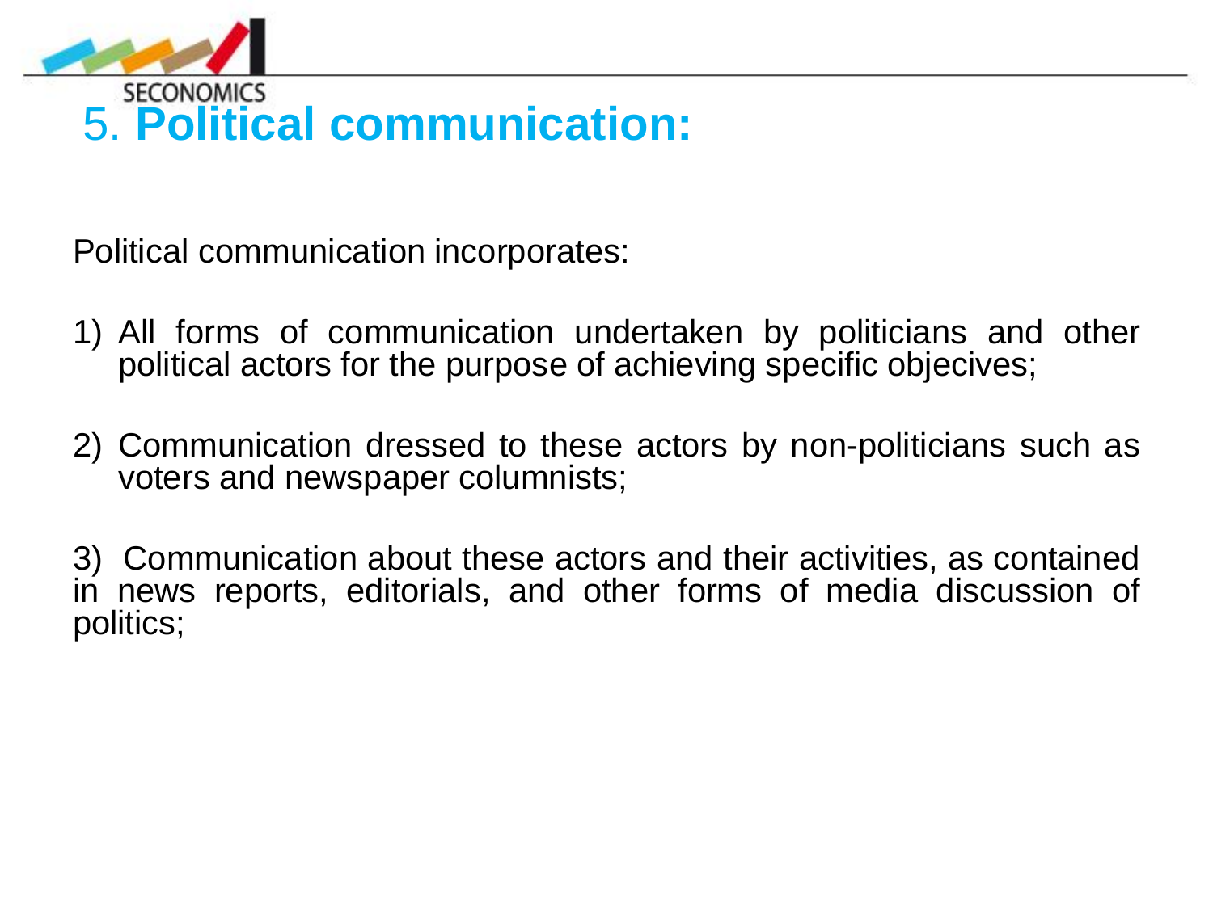# 5. **Political communication:**

Political communication incorporates:

1) All forms of communication undertaken by politicians and other political actors for the purpose of achieving specific objecives;

2) Communication dressed to these actors by non-politicians such as voters and newspaper columnists;

3) Communication about these actors and their activities, as contained in news reports, editorials, and other forms of media discussion of politics;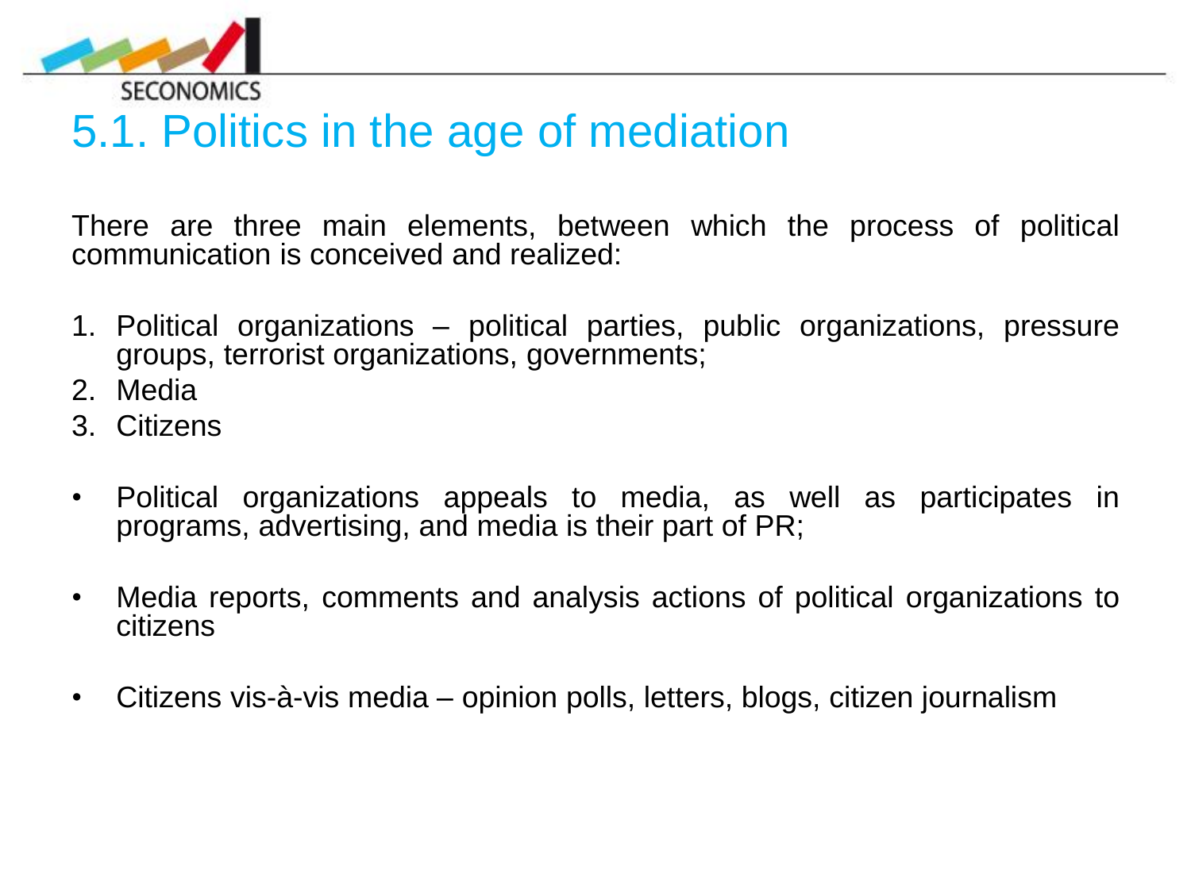# 5.1. Politics in the age of mediation

There are three main elements, between which the process of political communication is conceived and realized:

1. Political organizations – political parties, public organizations, pressure groups, terrorist organizations, governments;
2. Media
3. Citizens

- Political organizations appeals to media, as well as participates in programs, advertising, and media is their part of PR;
- Media reports, comments and analysis actions of political organizations to citizens
- Citizens vis-à-vis media – opinion polls, letters, blogs, citizen journalism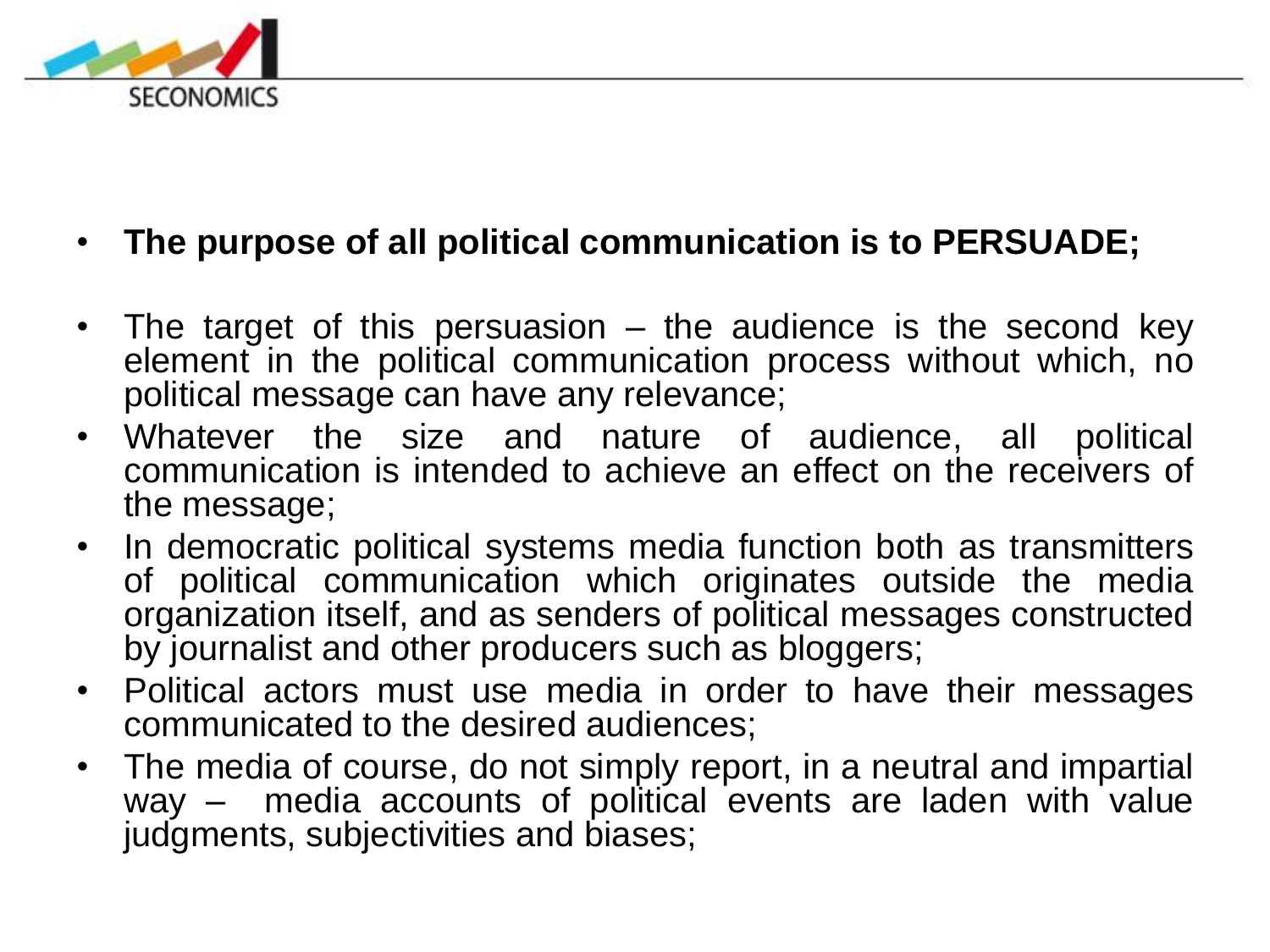- **The purpose of all political communication is to PERSUADE;**

- The target of this persuasion – the audience is the second key element in the political communication process without which, no political message can have any relevance;
- Whatever the size and nature of audience, all political communication is intended to achieve an effect on the receivers of the message;
- In democratic political systems media function both as transmitters of political communication which originates outside the media organization itself, and as senders of political messages constructed by journalist and other producers such as bloggers;
- Political actors must use media in order to have their messages communicated to the desired audiences;
- The media of course, do not simply report, in a neutral and impartial way – media accounts of political events are laden with value judgments, subjectivities and biases;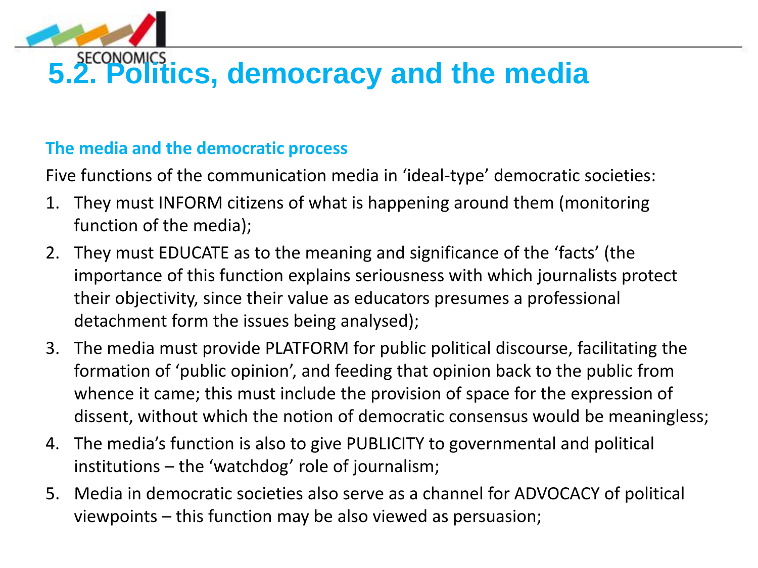# 5.2. Politics, democracy and the media

## The media and the democratic process

Five functions of the communication media in 'ideal-type' democratic societies:

1. They must INFORM citizens of what is happening around them (monitoring function of the media);
2. They must EDUCATE as to the meaning and significance of the 'facts' (the importance of this function explains seriousness with which journalists protect their objectivity, since their value as educators presumes a professional detachment form the issues being analysed);
3. The media must provide PLATFORM for public political discourse, facilitating the formation of 'public opinion', and feeding that opinion back to the public from whence it came; this must include the provision of space for the expression of dissent, without which the notion of democratic consensus would be meaningless;
4. The media's function is also to give PUBLICITY to governmental and political institutions – the 'watchdog' role of journalism;
5. Media in democratic societies also serve as a channel for ADVOCACY of political viewpoints – this function may be also viewed as persuasion;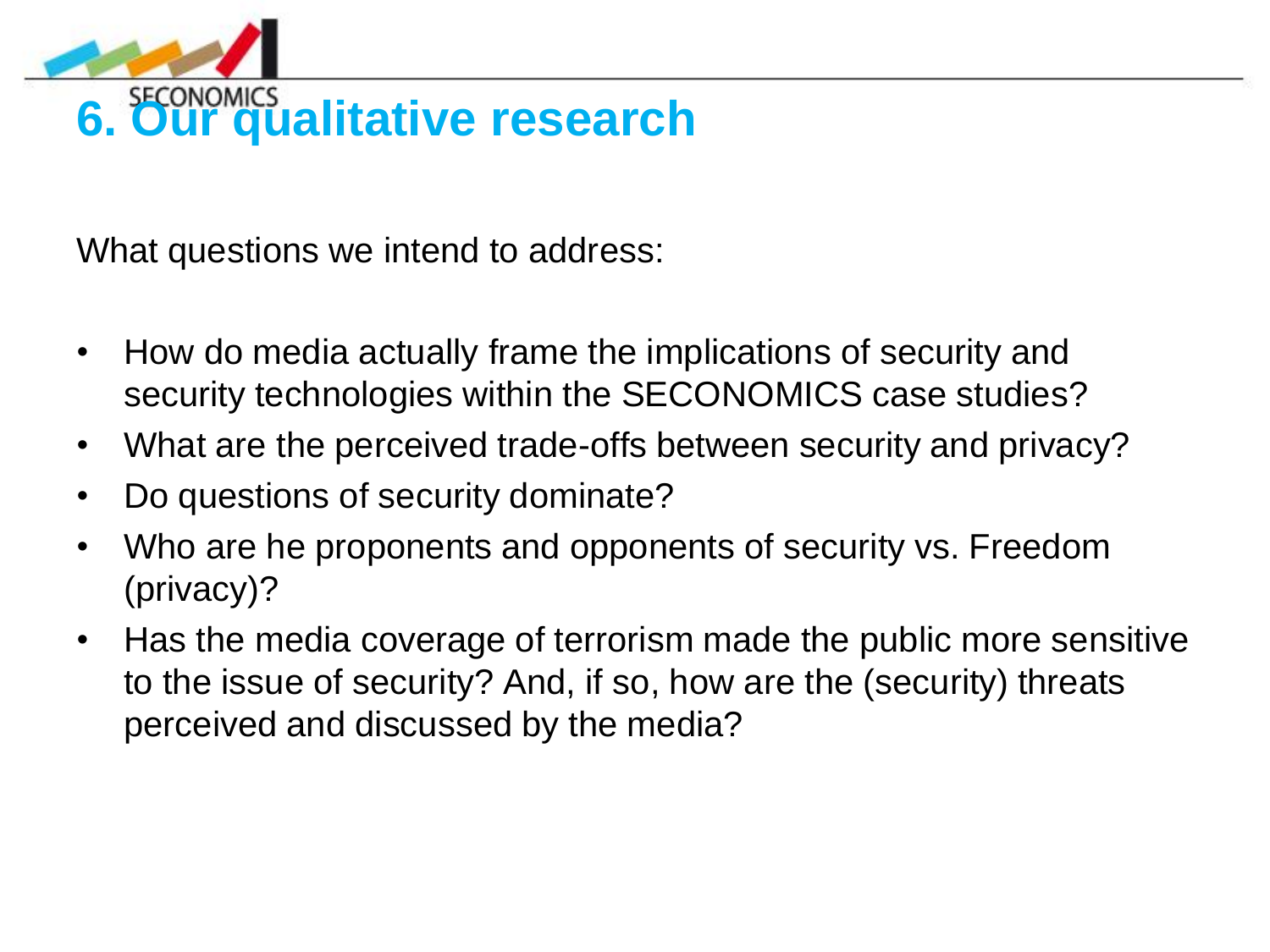# 6. Our qualitative research

What questions we intend to address:

- How do media actually frame the implications of security and security technologies within the SECONOMICS case studies?
- What are the perceived trade-offs between security and privacy?
- Do questions of security dominate?
- Who are he proponents and opponents of security vs. Freedom (privacy)?
- Has the media coverage of terrorism made the public more sensitive to the issue of security? And, if so, how are the (security) threats perceived and discussed by the media?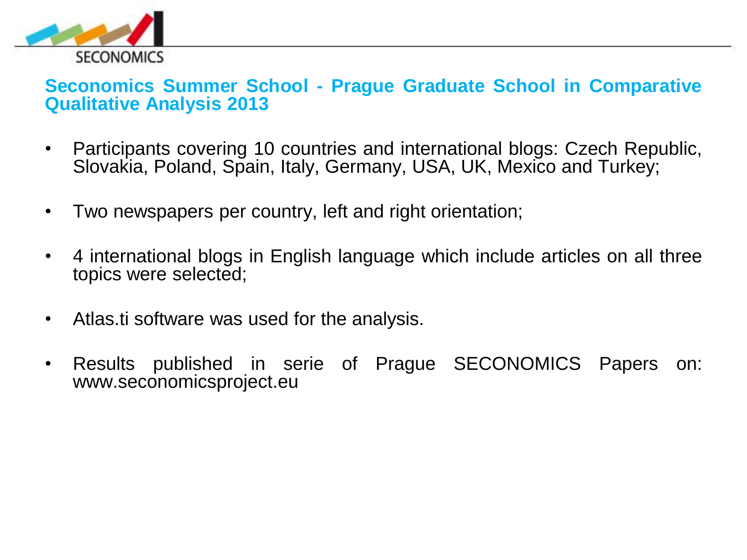## Seconomics Summer School - Prague Graduate School in Comparative Qualitative Analysis 2013

- Participants covering 10 countries and international blogs: Czech Republic, Slovakia, Poland, Spain, Italy, Germany, USA, UK, Mexico and Turkey;
- Two newspapers per country, left and right orientation;
- 4 international blogs in English language which include articles on all three topics were selected;
- Atlas.ti software was used for the analysis.
- Results published in serie of Prague SECONOMICS Papers on: www.seconomicsproject.eu